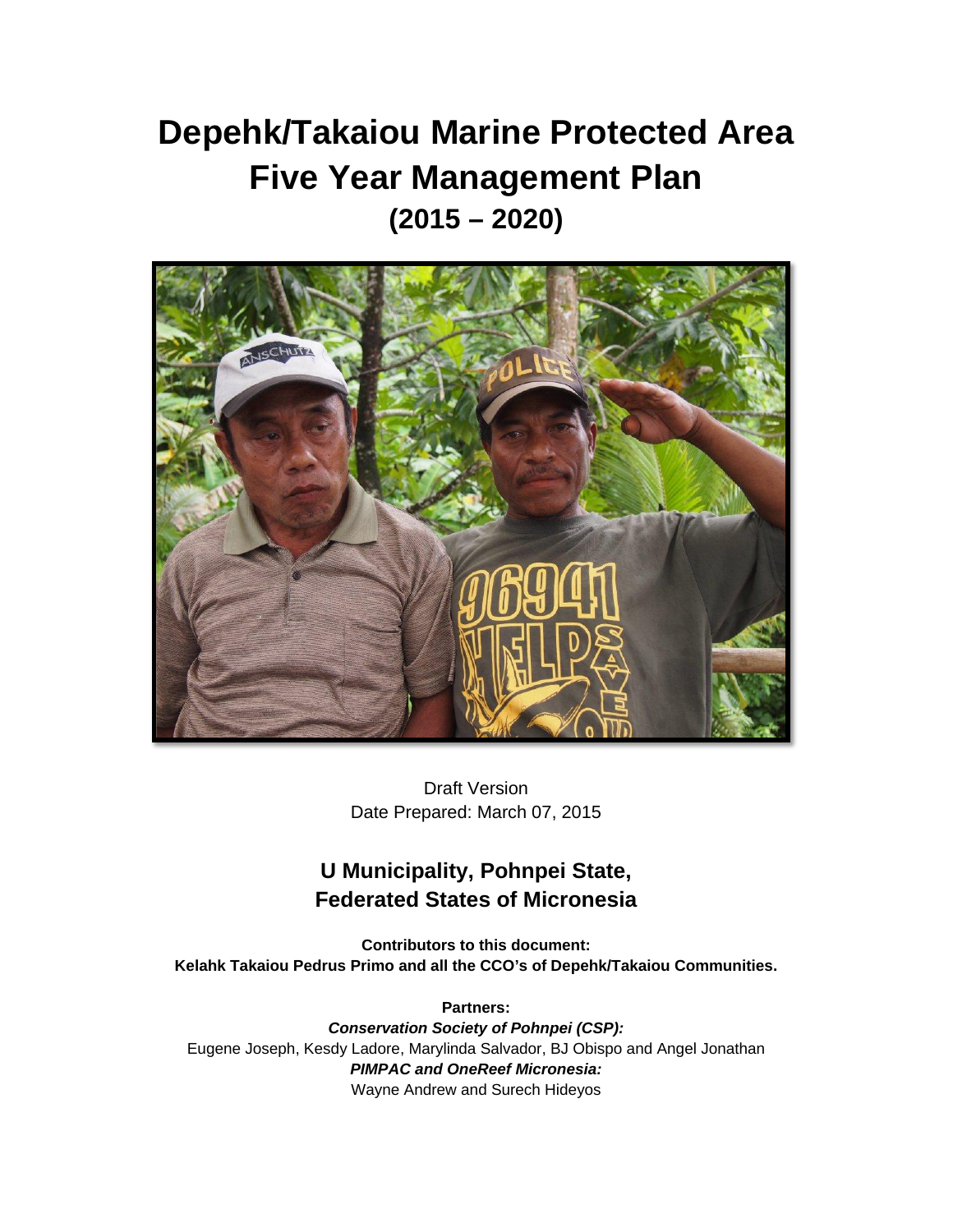# Depehk/Takaiou Marine Protected Area Five Year Management Plan

## (2015 – 2020)

Draft Version

Date Prepared: March 07, 2015

### U Municipality, Pohnpei State, Federated States of Micronesia

**Contributors to this document:**
**Kelahk Takaiou Pedrus Primo and all the CCO's of Depehk/Takaiou Communities.**

**Partners:**

***Conservation Society of Pohnpei (CSP):***
Eugene Joseph, Kesdy Ladore, Marylinda Salvador, BJ Obispo and Angel Jonathan

***PIMPAC and OneReef Micronesia:***
Wayne Andrew and Surech Hideyos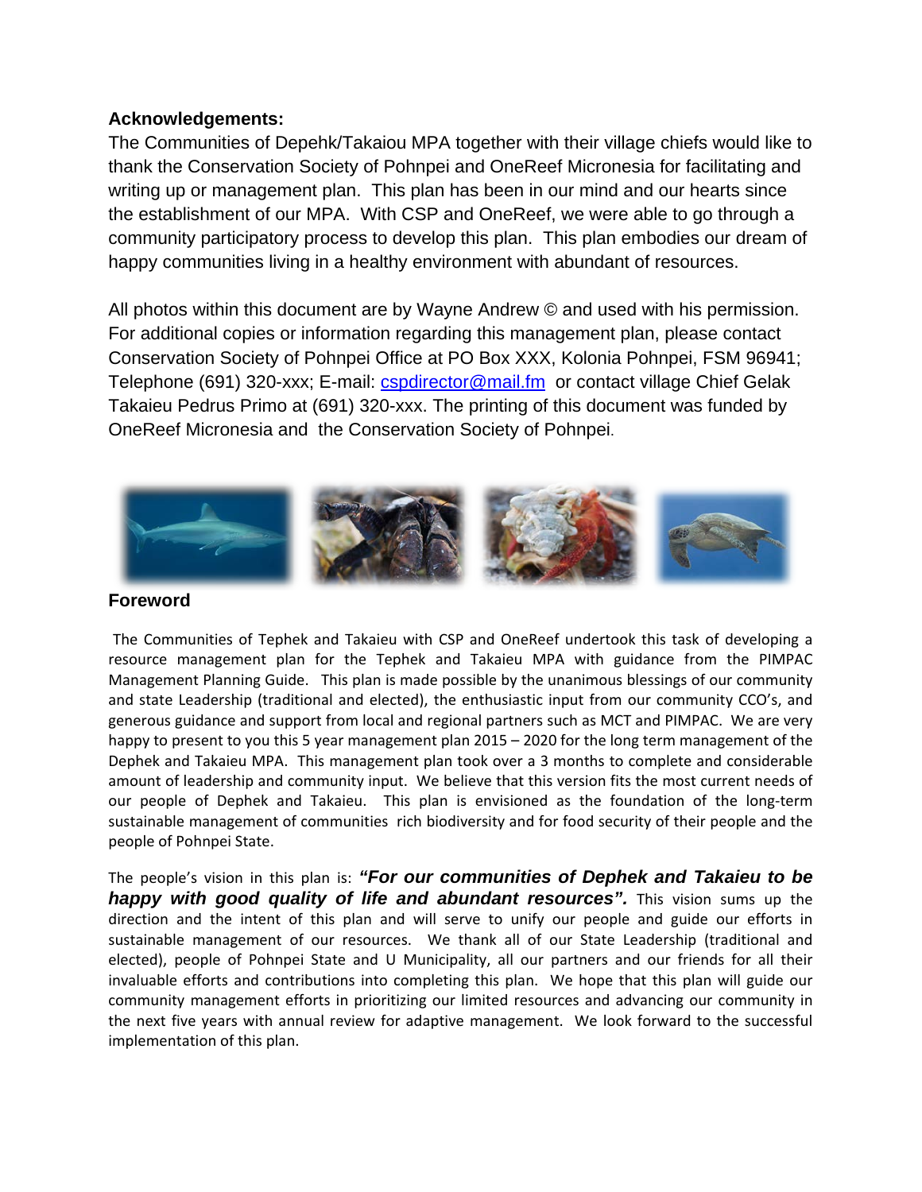**Acknowledgements:**

The Communities of Depehk/Takaiou MPA together with their village chiefs would like to thank the Conservation Society of Pohnpei and OneReef Micronesia for facilitating and writing up or management plan. This plan has been in our mind and our hearts since the establishment of our MPA. With CSP and OneReef, we were able to go through a community participatory process to develop this plan. This plan embodies our dream of happy communities living in a healthy environment with abundant of resources.

All photos within this document are by Wayne Andrew © and used with his permission. For additional copies or information regarding this management plan, please contact Conservation Society of Pohnpei Office at PO Box XXX, Kolonia Pohnpei, FSM 96941; Telephone (691) 320-xxx; E-mail: cspdirector@mail.fm or contact village Chief Gelak Takaieu Pedrus Primo at (691) 320-xxx. The printing of this document was funded by OneReef Micronesia and the Conservation Society of Pohnpei.

**Foreword**

The Communities of Tephek and Takaieu with CSP and OneReef undertook this task of developing a resource management plan for the Tephek and Takaieu MPA with guidance from the PIMPAC Management Planning Guide. This plan is made possible by the unanimous blessings of our community and state Leadership (traditional and elected), the enthusiastic input from our community CCO's, and generous guidance and support from local and regional partners such as MCT and PIMPAC. We are very happy to present to you this 5 year management plan 2015 – 2020 for the long term management of the Dephek and Takaieu MPA. This management plan took over a 3 months to complete and considerable amount of leadership and community input. We believe that this version fits the most current needs of our people of Dephek and Takaieu. This plan is envisioned as the foundation of the long-term sustainable management of communities rich biodiversity and for food security of their people and the people of Pohnpei State.

The people's vision in this plan is: ***"For our communities of Dephek and Takaieu to be happy with good quality of life and abundant resources".*** This vision sums up the direction and the intent of this plan and will serve to unify our people and guide our efforts in sustainable management of our resources. We thank all of our State Leadership (traditional and elected), people of Pohnpei State and U Municipality, all our partners and our friends for all their invaluable efforts and contributions into completing this plan. We hope that this plan will guide our community management efforts in prioritizing our limited resources and advancing our community in the next five years with annual review for adaptive management. We look forward to the successful implementation of this plan.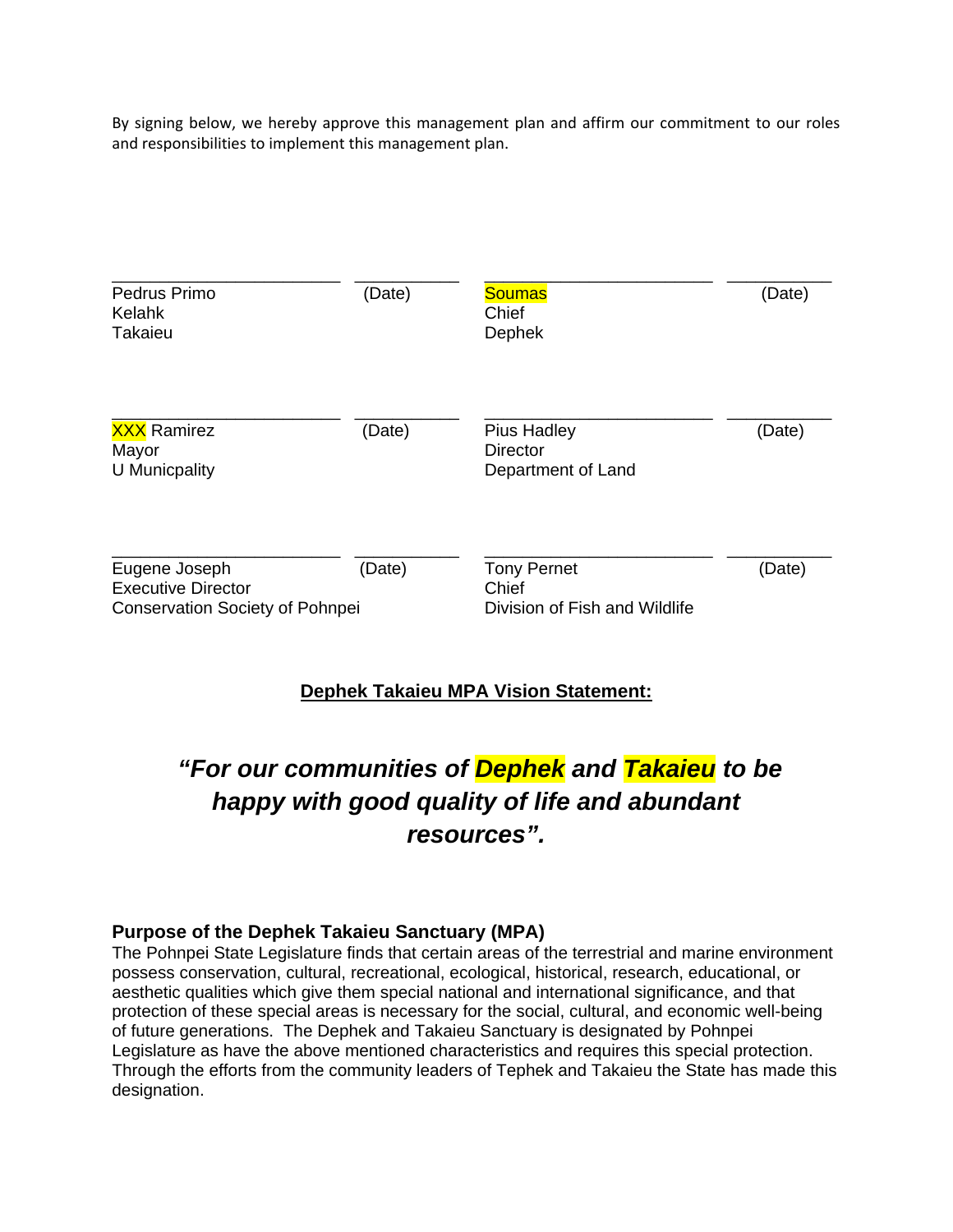By signing below, we hereby approve this management plan and affirm our commitment to our roles and responsibilities to implement this management plan.

| | | | |
|---|---|---|---|
| ______________________<br>Pedrus Primo<br>Kelahk<br>Takaieu | __________<br>(Date) | ______________________<br>Soumas<br>Chief<br>Dephek | __________<br>(Date) |
| ______________________<br>XXX Ramirez<br>Mayor<br>U Municpality | __________<br>(Date) | ______________________<br>Pius Hadley<br>Director<br>Department of Land | __________<br>(Date) |
| ______________________<br>Eugene Joseph<br>Executive Director<br>Conservation Society of Pohnpei | __________<br>(Date) | ______________________<br>Tony Pernet<br>Chief<br>Division of Fish and Wildlife | __________<br>(Date) |

**Dephek Takaieu MPA Vision Statement:**

***"For our communities of Dephek and Takaieu to be happy with good quality of life and abundant resources".***

### Purpose of the Dephek Takaieu Sanctuary (MPA)

The Pohnpei State Legislature finds that certain areas of the terrestrial and marine environment possess conservation, cultural, recreational, ecological, historical, research, educational, or aesthetic qualities which give them special national and international significance, and that protection of these special areas is necessary for the social, cultural, and economic well-being of future generations. The Dephek and Takaieu Sanctuary is designated by Pohnpei Legislature as have the above mentioned characteristics and requires this special protection. Through the efforts from the community leaders of Tephek and Takaieu the State has made this designation.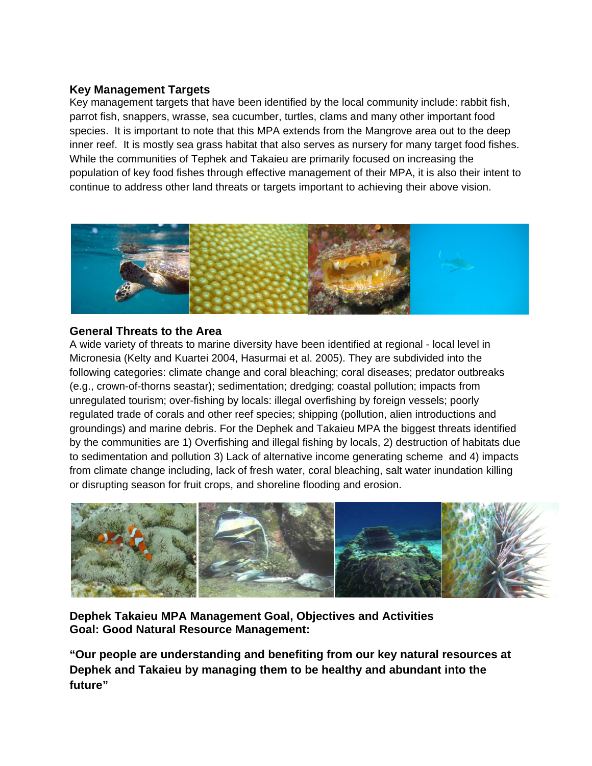### Key Management Targets

Key management targets that have been identified by the local community include: rabbit fish, parrot fish, snappers, wrasse, sea cucumber, turtles, clams and many other important food species. It is important to note that this MPA extends from the Mangrove area out to the deep inner reef. It is mostly sea grass habitat that also serves as nursery for many target food fishes. While the communities of Tephek and Takaieu are primarily focused on increasing the population of key food fishes through effective management of their MPA, it is also their intent to continue to address other land threats or targets important to achieving their above vision.

### General Threats to the Area

A wide variety of threats to marine diversity have been identified at regional - local level in Micronesia (Kelty and Kuartei 2004, Hasurmai et al. 2005). They are subdivided into the following categories: climate change and coral bleaching; coral diseases; predator outbreaks (e.g., crown-of-thorns seastar); sedimentation; dredging; coastal pollution; impacts from unregulated tourism; over-fishing by locals: illegal overfishing by foreign vessels; poorly regulated trade of corals and other reef species; shipping (pollution, alien introductions and groundings) and marine debris. For the Dephek and Takaieu MPA the biggest threats identified by the communities are 1) Overfishing and illegal fishing by locals, 2) destruction of habitats due to sedimentation and pollution 3) Lack of alternative income generating scheme and 4) impacts from climate change including, lack of fresh water, coral bleaching, salt water inundation killing or disrupting season for fruit crops, and shoreline flooding and erosion.

### Dephek Takaieu MPA Management Goal, Objectives and Activities

### Goal: Good Natural Resource Management:

**"Our people are understanding and benefiting from our key natural resources at Dephek and Takaieu by managing them to be healthy and abundant into the future"**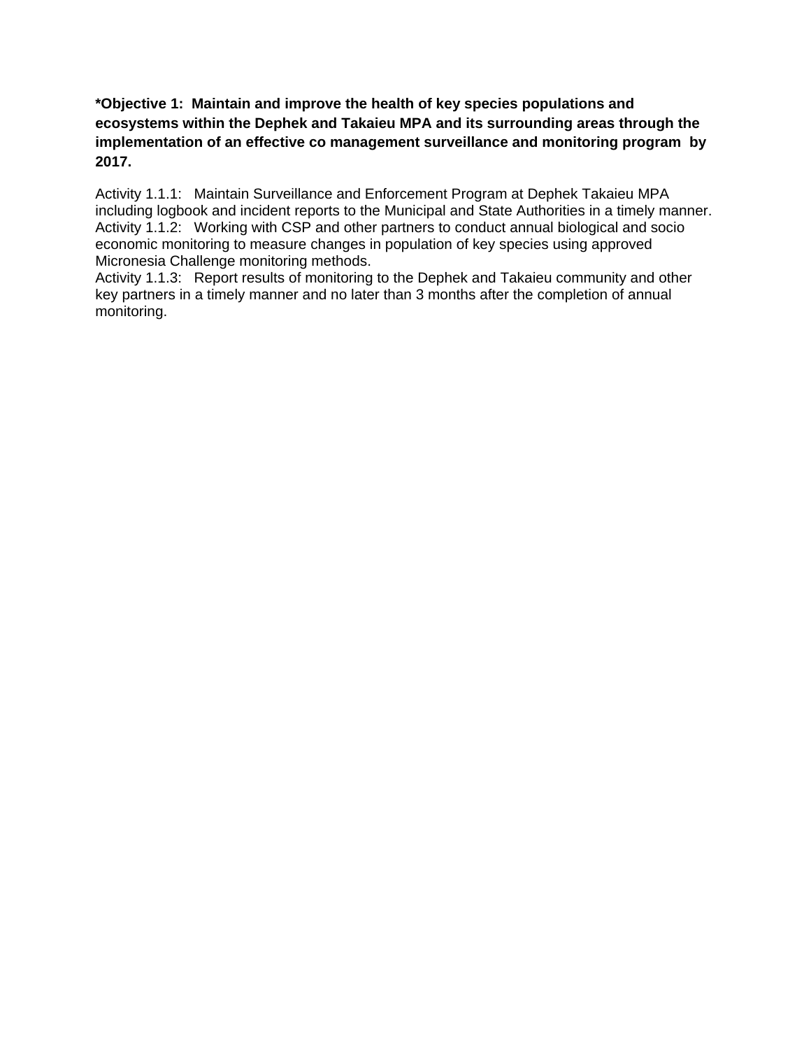**\*Objective 1: Maintain and improve the health of key species populations and ecosystems within the Dephek and Takaieu MPA and its surrounding areas through the implementation of an effective co management surveillance and monitoring program by 2017.**

Activity 1.1.1: Maintain Surveillance and Enforcement Program at Dephek Takaieu MPA including logbook and incident reports to the Municipal and State Authorities in a timely manner.
Activity 1.1.2: Working with CSP and other partners to conduct annual biological and socio economic monitoring to measure changes in population of key species using approved Micronesia Challenge monitoring methods.
Activity 1.1.3: Report results of monitoring to the Dephek and Takaieu community and other key partners in a timely manner and no later than 3 months after the completion of annual monitoring.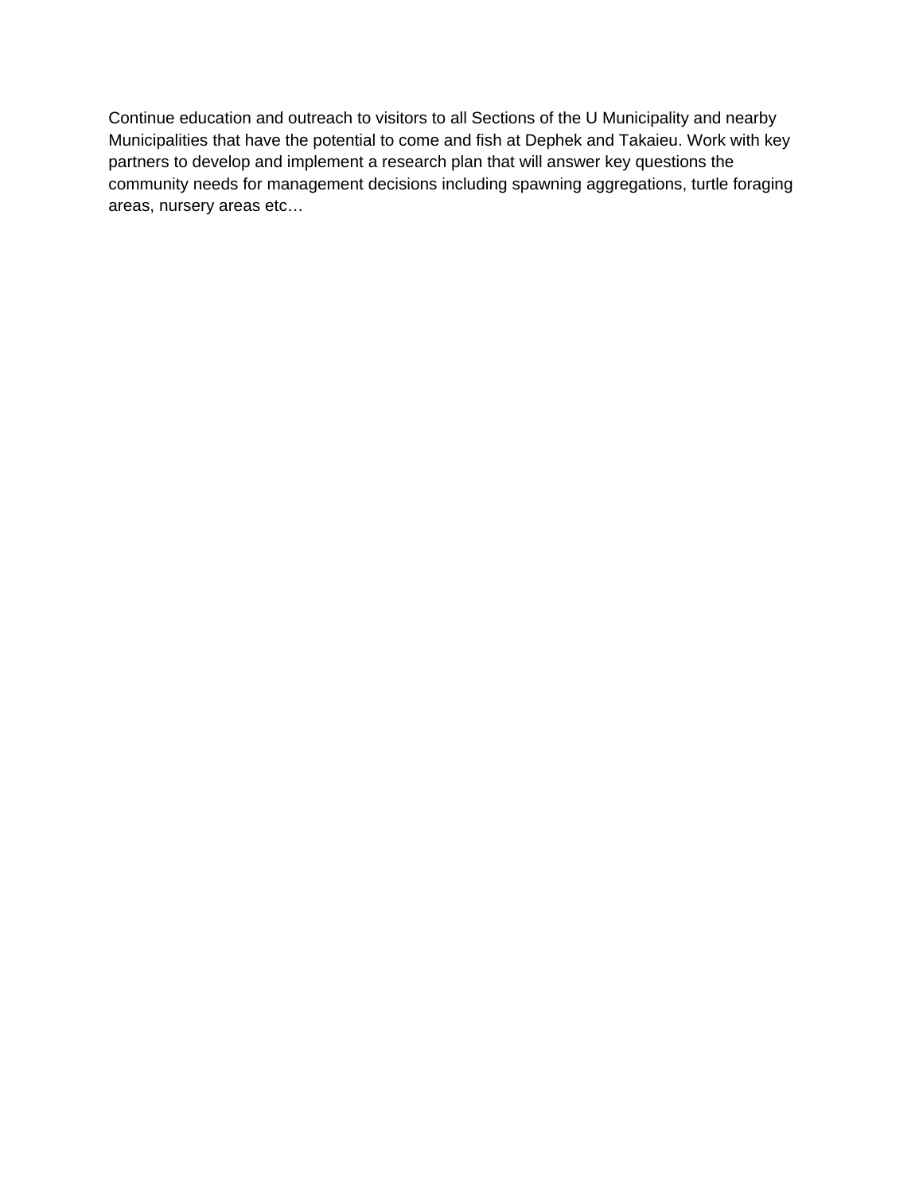Continue education and outreach to visitors to all Sections of the U Municipality and nearby Municipalities that have the potential to come and fish at Dephek and Takaieu. Work with key partners to develop and implement a research plan that will answer key questions the community needs for management decisions including spawning aggregations, turtle foraging areas, nursery areas etc…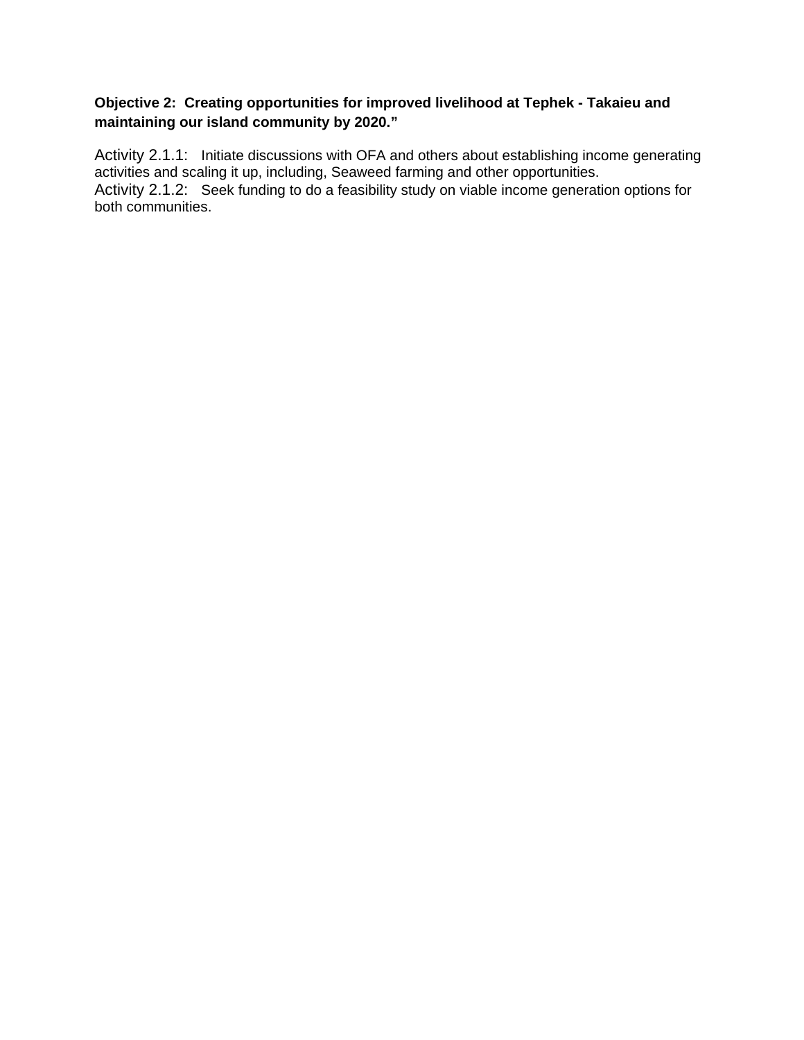**Objective 2: Creating opportunities for improved livelihood at Tephek - Takaieu and maintaining our island community by 2020.”**

Activity 2.1.1: Initiate discussions with OFA and others about establishing income generating activities and scaling it up, including, Seaweed farming and other opportunities.
Activity 2.1.2: Seek funding to do a feasibility study on viable income generation options for both communities.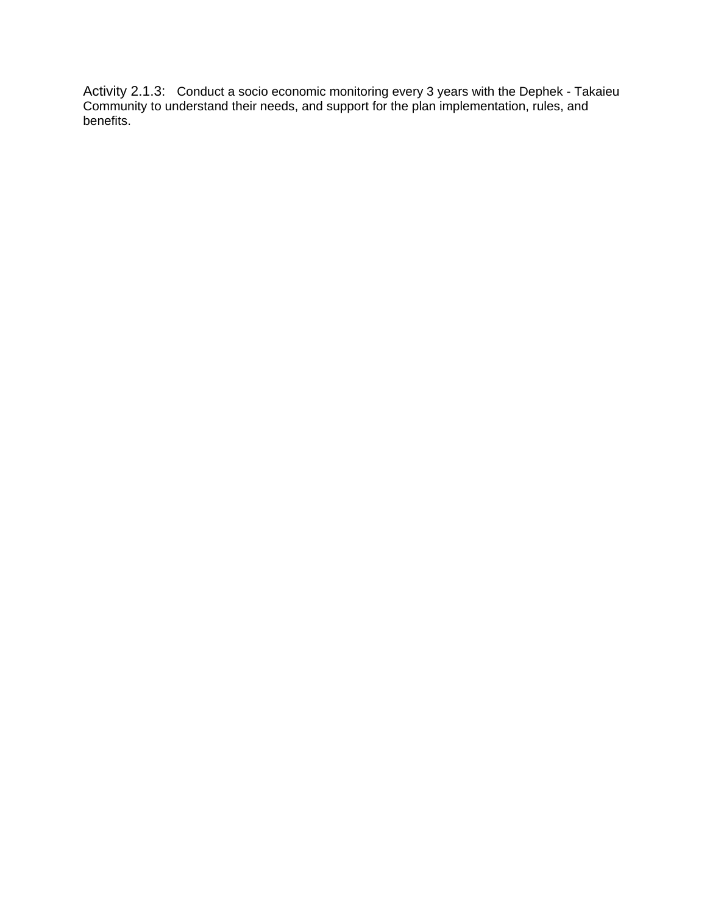Activity 2.1.3: Conduct a socio economic monitoring every 3 years with the Dephek - Takaieu Community to understand their needs, and support for the plan implementation, rules, and benefits.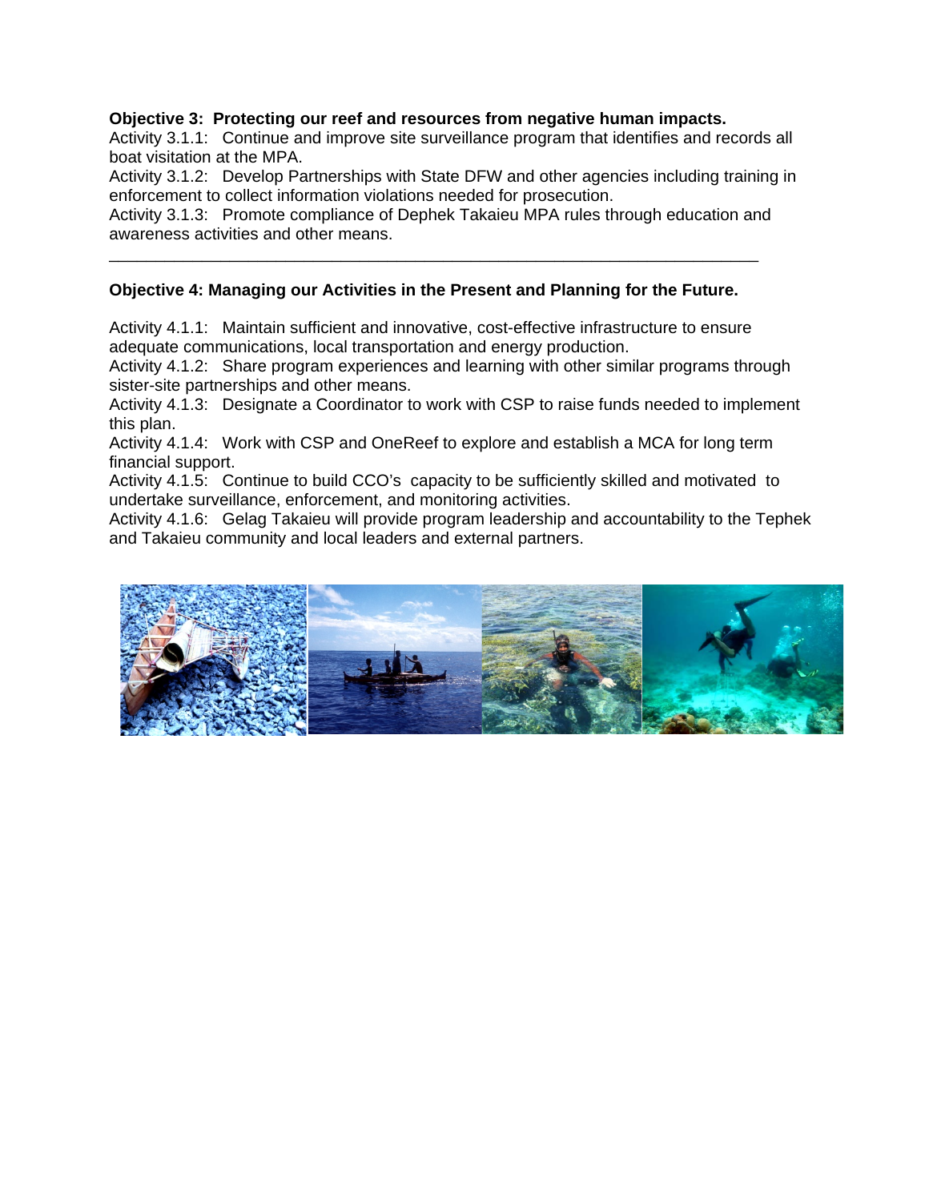**Objective 3: Protecting our reef and resources from negative human impacts.**

Activity 3.1.1: Continue and improve site surveillance program that identifies and records all boat visitation at the MPA.

Activity 3.1.2: Develop Partnerships with State DFW and other agencies including training in enforcement to collect information violations needed for prosecution.

Activity 3.1.3: Promote compliance of Dephek Takaieu MPA rules through education and awareness activities and other means.

---

**Objective 4: Managing our Activities in the Present and Planning for the Future.**

Activity 4.1.1: Maintain sufficient and innovative, cost-effective infrastructure to ensure adequate communications, local transportation and energy production.

Activity 4.1.2: Share program experiences and learning with other similar programs through sister-site partnerships and other means.

Activity 4.1.3: Designate a Coordinator to work with CSP to raise funds needed to implement this plan.

Activity 4.1.4: Work with CSP and OneReef to explore and establish a MCA for long term financial support.

Activity 4.1.5: Continue to build CCO's capacity to be sufficiently skilled and motivated to undertake surveillance, enforcement, and monitoring activities.

Activity 4.1.6: Gelag Takaieu will provide program leadership and accountability to the Tephek and Takaieu community and local leaders and external partners.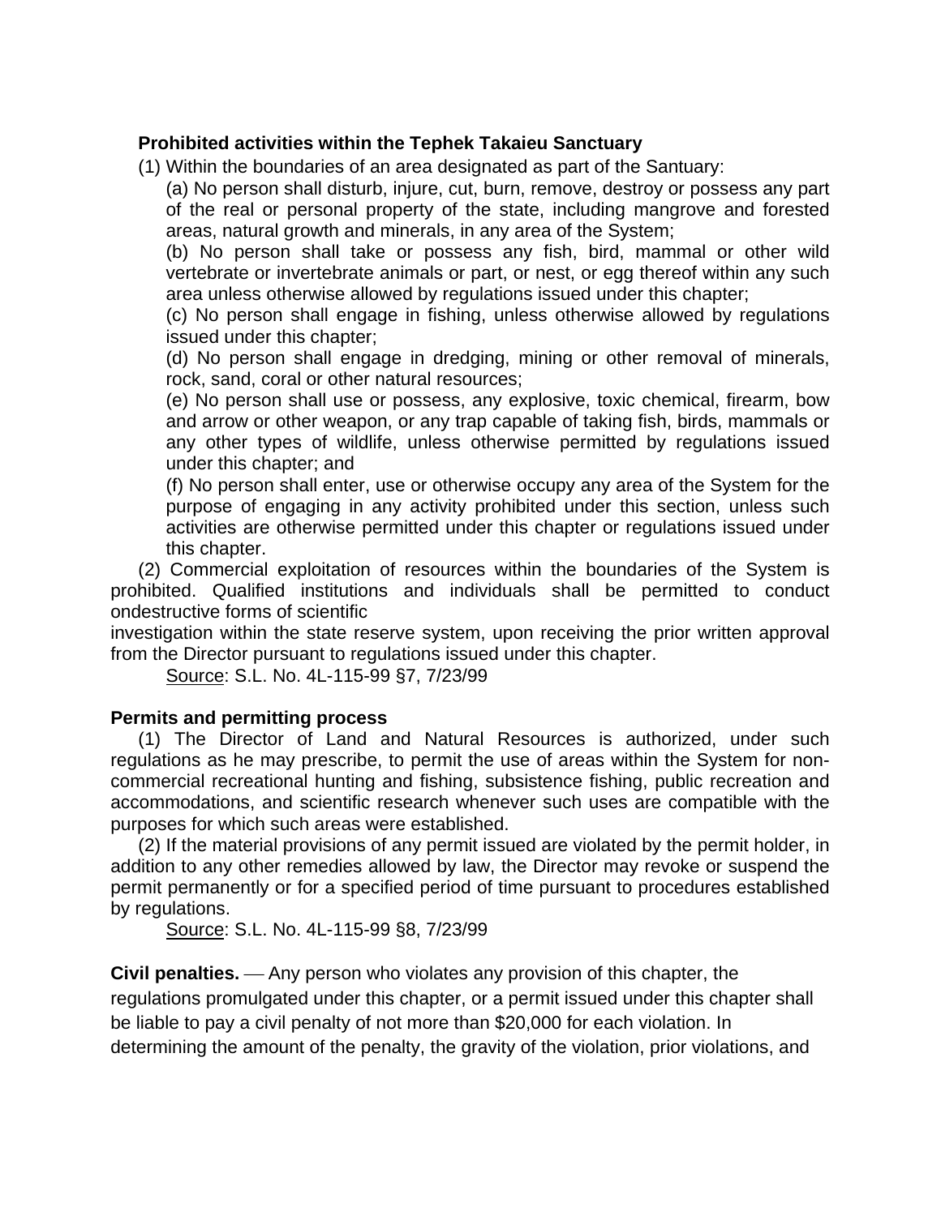**Prohibited activities within the Tephek Takaieu Sanctuary**

(1) Within the boundaries of an area designated as part of the Santuary:

(a) No person shall disturb, injure, cut, burn, remove, destroy or possess any part of the real or personal property of the state, including mangrove and forested areas, natural growth and minerals, in any area of the System;

(b) No person shall take or possess any fish, bird, mammal or other wild vertebrate or invertebrate animals or part, or nest, or egg thereof within any such area unless otherwise allowed by regulations issued under this chapter;

(c) No person shall engage in fishing, unless otherwise allowed by regulations issued under this chapter;

(d) No person shall engage in dredging, mining or other removal of minerals, rock, sand, coral or other natural resources;

(e) No person shall use or possess, any explosive, toxic chemical, firearm, bow and arrow or other weapon, or any trap capable of taking fish, birds, mammals or any other types of wildlife, unless otherwise permitted by regulations issued under this chapter; and

(f) No person shall enter, use or otherwise occupy any area of the System for the purpose of engaging in any activity prohibited under this section, unless such activities are otherwise permitted under this chapter or regulations issued under this chapter.

(2) Commercial exploitation of resources within the boundaries of the System is prohibited. Qualified institutions and individuals shall be permitted to conduct ondestructive forms of scientific investigation within the state reserve system, upon receiving the prior written approval from the Director pursuant to regulations issued under this chapter.

Source: S.L. No. 4L-115-99 §7, 7/23/99

**Permits and permitting process**

(1) The Director of Land and Natural Resources is authorized, under such regulations as he may prescribe, to permit the use of areas within the System for non-commercial recreational hunting and fishing, subsistence fishing, public recreation and accommodations, and scientific research whenever such uses are compatible with the purposes for which such areas were established.

(2) If the material provisions of any permit issued are violated by the permit holder, in addition to any other remedies allowed by law, the Director may revoke or suspend the permit permanently or for a specified period of time pursuant to procedures established by regulations.

Source: S.L. No. 4L-115-99 §8, 7/23/99

**Civil penalties.** — Any person who violates any provision of this chapter, the regulations promulgated under this chapter, or a permit issued under this chapter shall be liable to pay a civil penalty of not more than $20,000 for each violation. In determining the amount of the penalty, the gravity of the violation, prior violations, and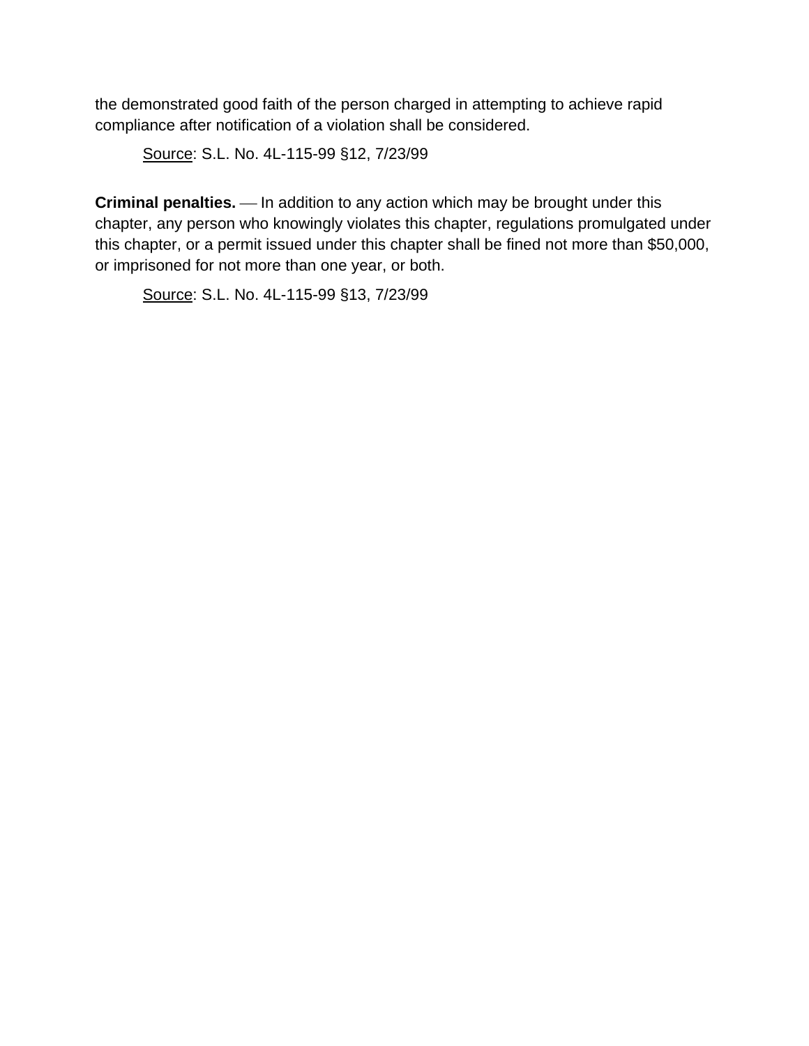the demonstrated good faith of the person charged in attempting to achieve rapid compliance after notification of a violation shall be considered.

Source: S.L. No. 4L-115-99 §12, 7/23/99

**Criminal penalties.** — In addition to any action which may be brought under this chapter, any person who knowingly violates this chapter, regulations promulgated under this chapter, or a permit issued under this chapter shall be fined not more than $50,000, or imprisoned for not more than one year, or both.

Source: S.L. No. 4L-115-99 §13, 7/23/99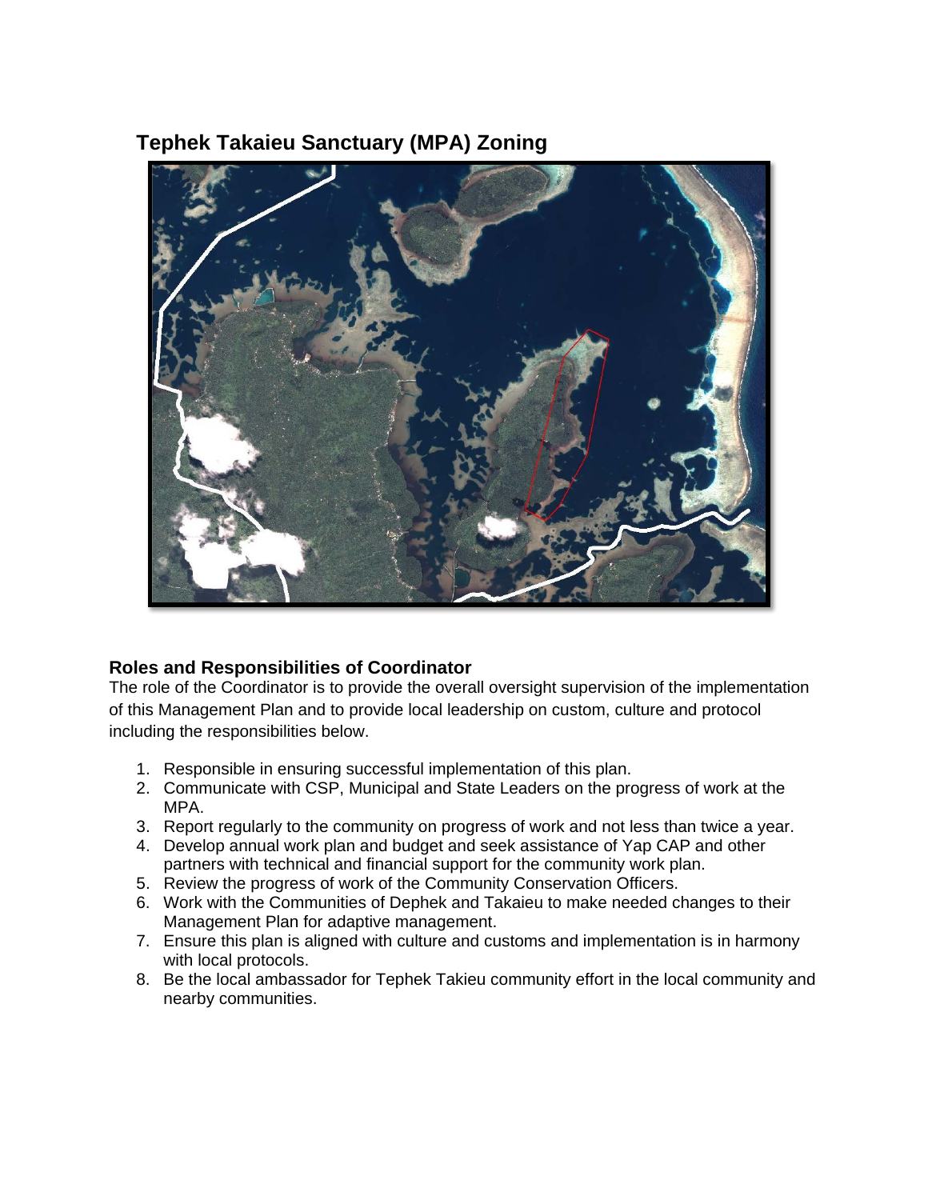## Tephek Takaieu Sanctuary (MPA) Zoning

### Roles and Responsibilities of Coordinator

The role of the Coordinator is to provide the overall oversight supervision of the implementation of this Management Plan and to provide local leadership on custom, culture and protocol including the responsibilities below.

1. Responsible in ensuring successful implementation of this plan.
2. Communicate with CSP, Municipal and State Leaders on the progress of work at the MPA.
3. Report regularly to the community on progress of work and not less than twice a year.
4. Develop annual work plan and budget and seek assistance of Yap CAP and other partners with technical and financial support for the community work plan.
5. Review the progress of work of the Community Conservation Officers.
6. Work with the Communities of Dephek and Takaieu to make needed changes to their Management Plan for adaptive management.
7. Ensure this plan is aligned with culture and customs and implementation is in harmony with local protocols.
8. Be the local ambassador for Tephek Takieu community effort in the local community and nearby communities.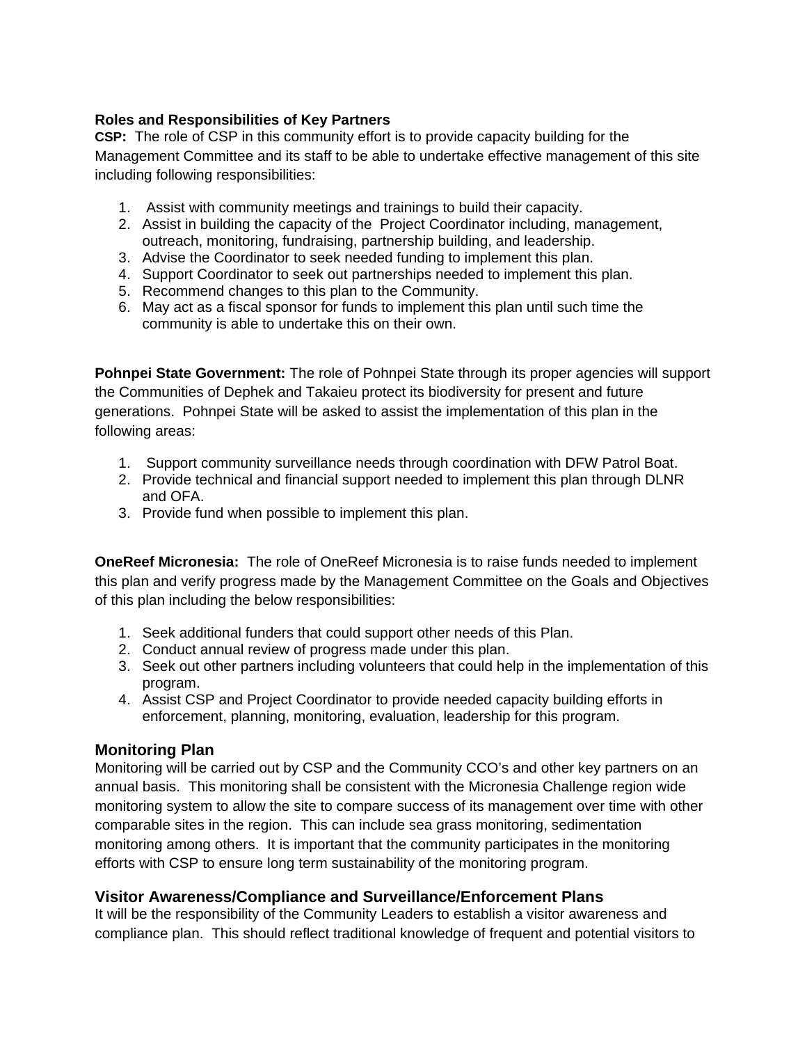**Roles and Responsibilities of Key Partners**

**CSP:** The role of CSP in this community effort is to provide capacity building for the Management Committee and its staff to be able to undertake effective management of this site including following responsibilities:

1. Assist with community meetings and trainings to build their capacity.
2. Assist in building the capacity of the Project Coordinator including, management, outreach, monitoring, fundraising, partnership building, and leadership.
3. Advise the Coordinator to seek needed funding to implement this plan.
4. Support Coordinator to seek out partnerships needed to implement this plan.
5. Recommend changes to this plan to the Community.
6. May act as a fiscal sponsor for funds to implement this plan until such time the community is able to undertake this on their own.

**Pohnpei State Government:** The role of Pohnpei State through its proper agencies will support the Communities of Dephek and Takaieu protect its biodiversity for present and future generations. Pohnpei State will be asked to assist the implementation of this plan in the following areas:

1. Support community surveillance needs through coordination with DFW Patrol Boat.
2. Provide technical and financial support needed to implement this plan through DLNR and OFA.
3. Provide fund when possible to implement this plan.

**OneReef Micronesia:** The role of OneReef Micronesia is to raise funds needed to implement this plan and verify progress made by the Management Committee on the Goals and Objectives of this plan including the below responsibilities:

1. Seek additional funders that could support other needs of this Plan.
2. Conduct annual review of progress made under this plan.
3. Seek out other partners including volunteers that could help in the implementation of this program.
4. Assist CSP and Project Coordinator to provide needed capacity building efforts in enforcement, planning, monitoring, evaluation, leadership for this program.

## Monitoring Plan

Monitoring will be carried out by CSP and the Community CCO's and other key partners on an annual basis. This monitoring shall be consistent with the Micronesia Challenge region wide monitoring system to allow the site to compare success of its management over time with other comparable sites in the region. This can include sea grass monitoring, sedimentation monitoring among others. It is important that the community participates in the monitoring efforts with CSP to ensure long term sustainability of the monitoring program.

## Visitor Awareness/Compliance and Surveillance/Enforcement Plans

It will be the responsibility of the Community Leaders to establish a visitor awareness and compliance plan. This should reflect traditional knowledge of frequent and potential visitors to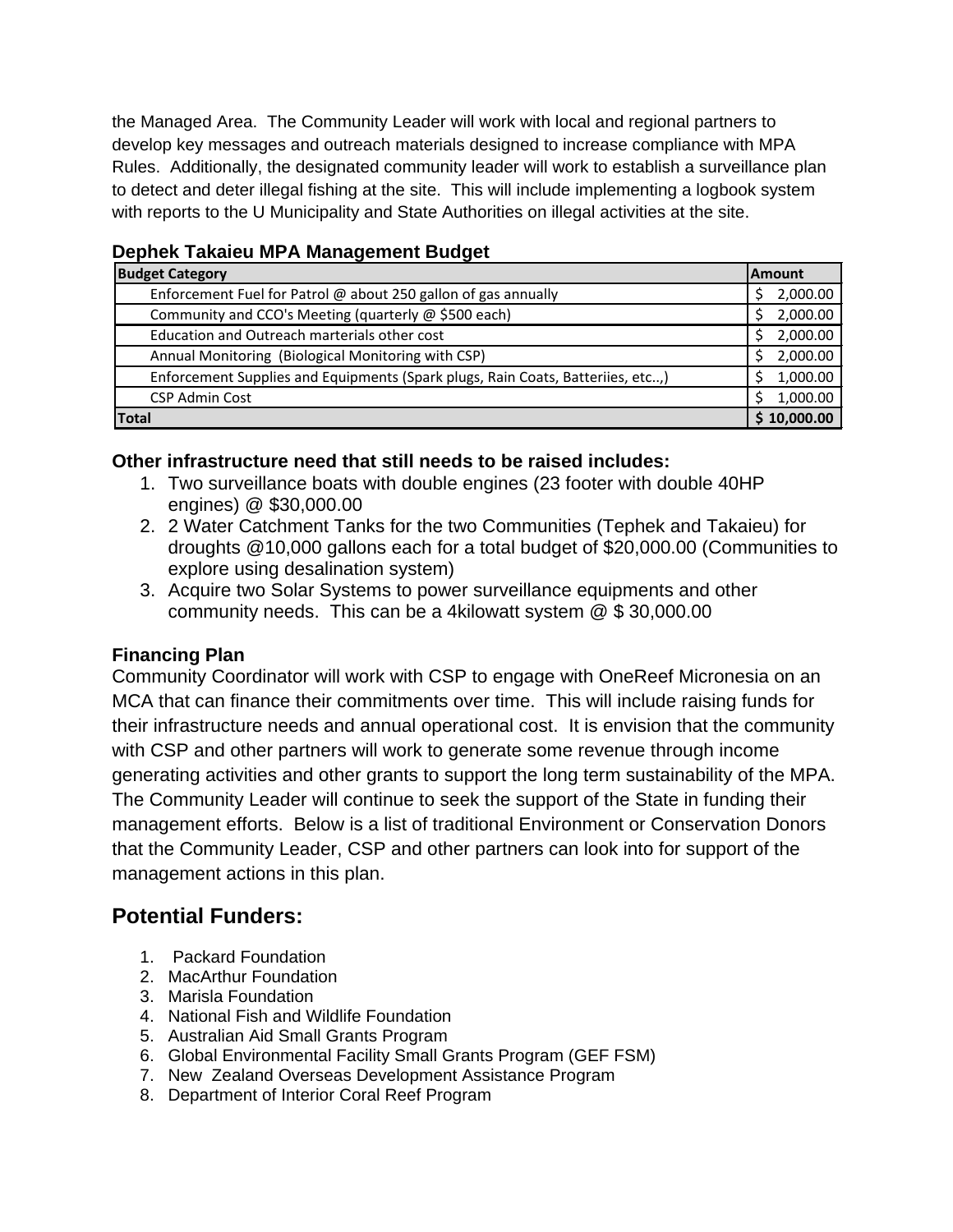the Managed Area. The Community Leader will work with local and regional partners to develop key messages and outreach materials designed to increase compliance with MPA Rules. Additionally, the designated community leader will work to establish a surveillance plan to detect and deter illegal fishing at the site. This will include implementing a logbook system with reports to the U Municipality and State Authorities on illegal activities at the site.

**Dephek Takaieu MPA Management Budget**

| Budget Category | Amount |
|---|---|
| Enforcement Fuel for Patrol @ about 250 gallon of gas annually | $ 2,000.00 |
| Community and CCO's Meeting (quarterly @ $500 each) | $ 2,000.00 |
| Education and Outreach marterials other cost | $ 2,000.00 |
| Annual Monitoring (Biological Monitoring with CSP) | $ 2,000.00 |
| Enforcement Supplies and Equipments (Spark plugs, Rain Coats, Batteriies, etc..,) | $ 1,000.00 |
| CSP Admin Cost | $ 1,000.00 |
| **Total** | **$ 10,000.00** |

**Other infrastructure need that still needs to be raised includes:**

1. Two surveillance boats with double engines (23 footer with double 40HP engines) @ $30,000.00
2. 2 Water Catchment Tanks for the two Communities (Tephek and Takaieu) for droughts @10,000 gallons each for a total budget of $20,000.00 (Communities to explore using desalination system)
3. Acquire two Solar Systems to power surveillance equipments and other community needs. This can be a 4kilowatt system @ $ 30,000.00

**Financing Plan**

Community Coordinator will work with CSP to engage with OneReef Micronesia on an MCA that can finance their commitments over time. This will include raising funds for their infrastructure needs and annual operational cost. It is envision that the community with CSP and other partners will work to generate some revenue through income generating activities and other grants to support the long term sustainability of the MPA. The Community Leader will continue to seek the support of the State in funding their management efforts. Below is a list of traditional Environment or Conservation Donors that the Community Leader, CSP and other partners can look into for support of the management actions in this plan.

## Potential Funders:

1. Packard Foundation
2. MacArthur Foundation
3. Marisla Foundation
4. National Fish and Wildlife Foundation
5. Australian Aid Small Grants Program
6. Global Environmental Facility Small Grants Program (GEF FSM)
7. New Zealand Overseas Development Assistance Program
8. Department of Interior Coral Reef Program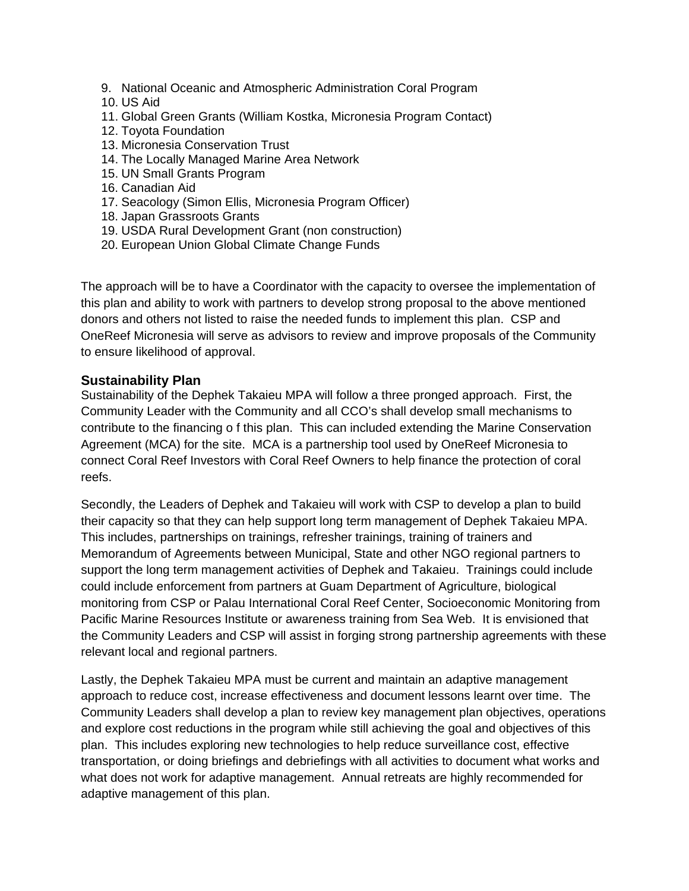9. National Oceanic and Atmospheric Administration Coral Program
10. US Aid
11. Global Green Grants (William Kostka, Micronesia Program Contact)
12. Toyota Foundation
13. Micronesia Conservation Trust
14. The Locally Managed Marine Area Network
15. UN Small Grants Program
16. Canadian Aid
17. Seacology (Simon Ellis, Micronesia Program Officer)
18. Japan Grassroots Grants
19. USDA Rural Development Grant (non construction)
20. European Union Global Climate Change Funds

The approach will be to have a Coordinator with the capacity to oversee the implementation of this plan and ability to work with partners to develop strong proposal to the above mentioned donors and others not listed to raise the needed funds to implement this plan. CSP and OneReef Micronesia will serve as advisors to review and improve proposals of the Community to ensure likelihood of approval.

## Sustainability Plan

Sustainability of the Dephek Takaieu MPA will follow a three pronged approach. First, the Community Leader with the Community and all CCO's shall develop small mechanisms to contribute to the financing o f this plan. This can included extending the Marine Conservation Agreement (MCA) for the site. MCA is a partnership tool used by OneReef Micronesia to connect Coral Reef Investors with Coral Reef Owners to help finance the protection of coral reefs.

Secondly, the Leaders of Dephek and Takaieu will work with CSP to develop a plan to build their capacity so that they can help support long term management of Dephek Takaieu MPA. This includes, partnerships on trainings, refresher trainings, training of trainers and Memorandum of Agreements between Municipal, State and other NGO regional partners to support the long term management activities of Dephek and Takaieu. Trainings could include could include enforcement from partners at Guam Department of Agriculture, biological monitoring from CSP or Palau International Coral Reef Center, Socioeconomic Monitoring from Pacific Marine Resources Institute or awareness training from Sea Web. It is envisioned that the Community Leaders and CSP will assist in forging strong partnership agreements with these relevant local and regional partners.

Lastly, the Dephek Takaieu MPA must be current and maintain an adaptive management approach to reduce cost, increase effectiveness and document lessons learnt over time. The Community Leaders shall develop a plan to review key management plan objectives, operations and explore cost reductions in the program while still achieving the goal and objectives of this plan. This includes exploring new technologies to help reduce surveillance cost, effective transportation, or doing briefings and debriefings with all activities to document what works and what does not work for adaptive management. Annual retreats are highly recommended for adaptive management of this plan.